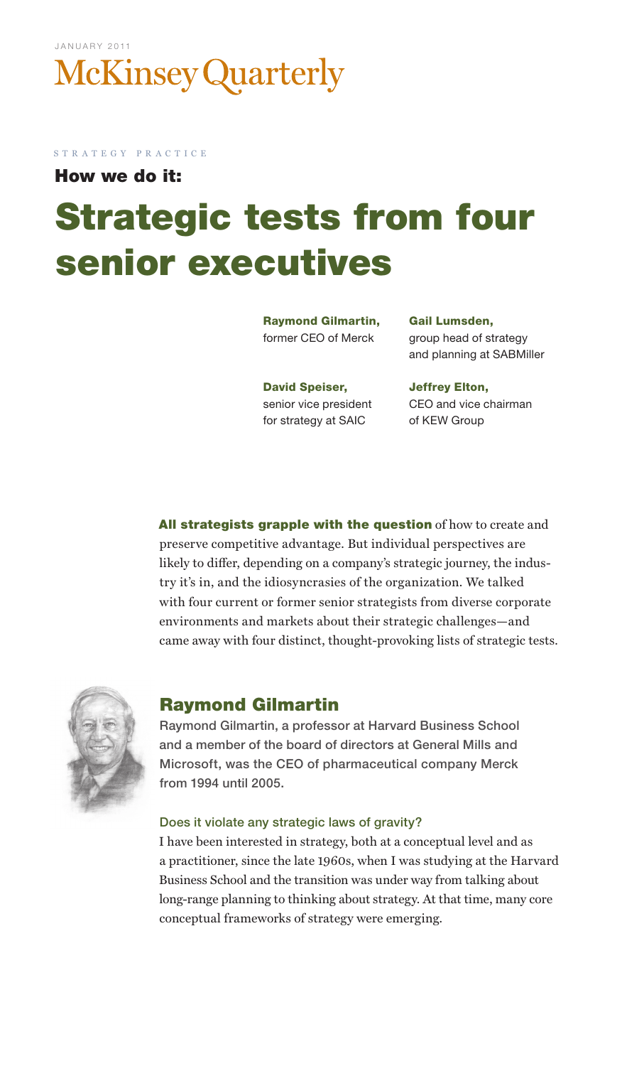JANUARY 2011

McKinsey Quarterly

STRATEGY PRACTICE

**How we do it:**

# Strategic tests from four senior executives

**Raymond Gilmartin,**
former CEO of Merck

**Gail Lumsden,**
group head of strategy and planning at SABMiller

**David Speiser,**
senior vice president for strategy at SAIC

**Jeffrey Elton,**
CEO and vice chairman of KEW Group

**All strategists grapple with the question** of how to create and preserve competitive advantage. But individual perspectives are likely to differ, depending on a company's strategic journey, the industry it's in, and the idiosyncrasies of the organization. We talked with four current or former senior strategists from diverse corporate environments and markets about their strategic challenges—and came away with four distinct, thought-provoking lists of strategic tests.

## Raymond Gilmartin

Raymond Gilmartin, a professor at Harvard Business School and a member of the board of directors at General Mills and Microsoft, was the CEO of pharmaceutical company Merck from 1994 until 2005.

### Does it violate any strategic laws of gravity?

I have been interested in strategy, both at a conceptual level and as a practitioner, since the late 1960s, when I was studying at the Harvard Business School and the transition was under way from talking about long-range planning to thinking about strategy. At that time, many core conceptual frameworks of strategy were emerging.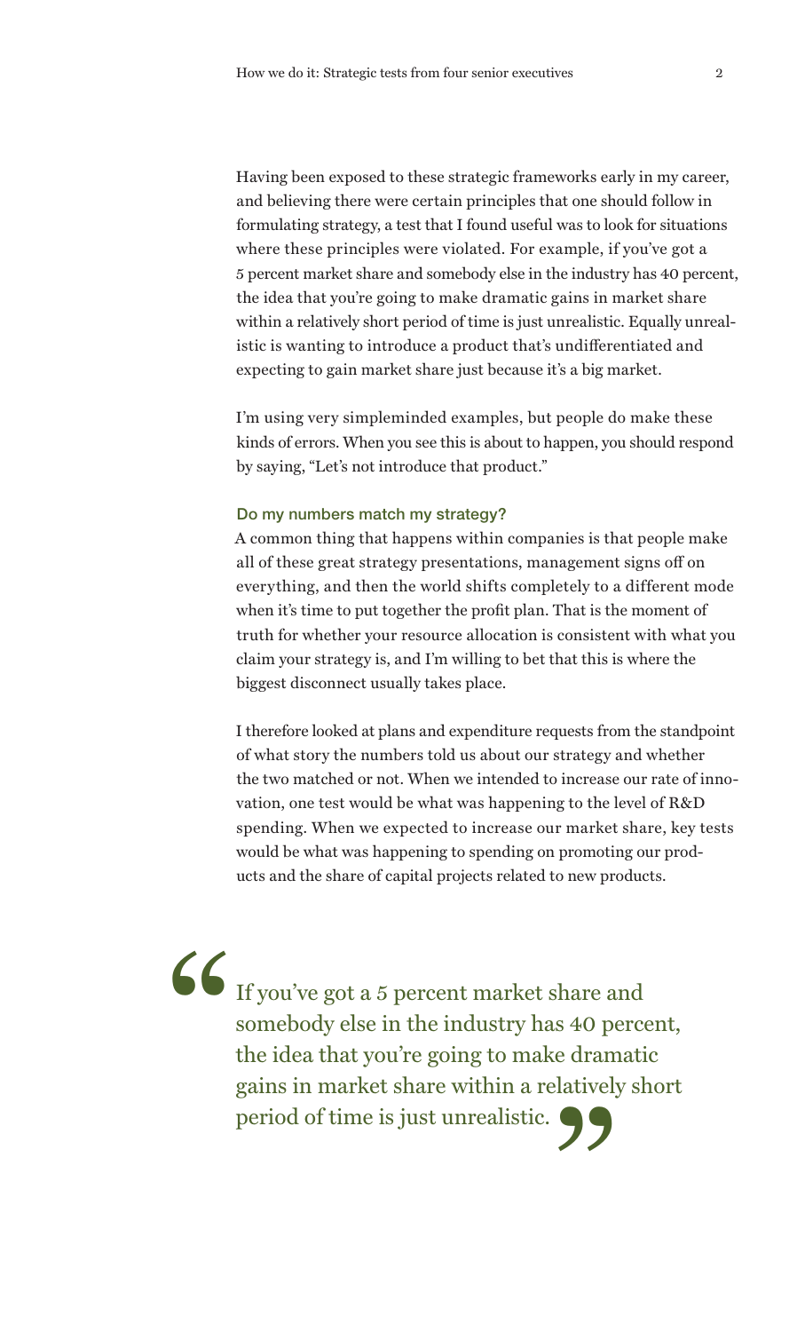Having been exposed to these strategic frameworks early in my career, and believing there were certain principles that one should follow in formulating strategy, a test that I found useful was to look for situations where these principles were violated. For example, if you've got a 5 percent market share and somebody else in the industry has 40 percent, the idea that you're going to make dramatic gains in market share within a relatively short period of time is just unrealistic. Equally unrealistic is wanting to introduce a product that's undifferentiated and expecting to gain market share just because it's a big market.

I'm using very simpleminded examples, but people do make these kinds of errors. When you see this is about to happen, you should respond by saying, "Let's not introduce that product."

### Do my numbers match my strategy?

A common thing that happens within companies is that people make all of these great strategy presentations, management signs off on everything, and then the world shifts completely to a different mode when it's time to put together the profit plan. That is the moment of truth for whether your resource allocation is consistent with what you claim your strategy is, and I'm willing to bet that this is where the biggest disconnect usually takes place.

I therefore looked at plans and expenditure requests from the standpoint of what story the numbers told us about our strategy and whether the two matched or not. When we intended to increase our rate of innovation, one test would be what was happening to the level of R&D spending. When we expected to increase our market share, key tests would be what was happening to spending on promoting our products and the share of capital projects related to new products.

> "If you've got a 5 percent market share and somebody else in the industry has 40 percent, the idea that you're going to make dramatic gains in market share within a relatively short period of time is just unrealistic."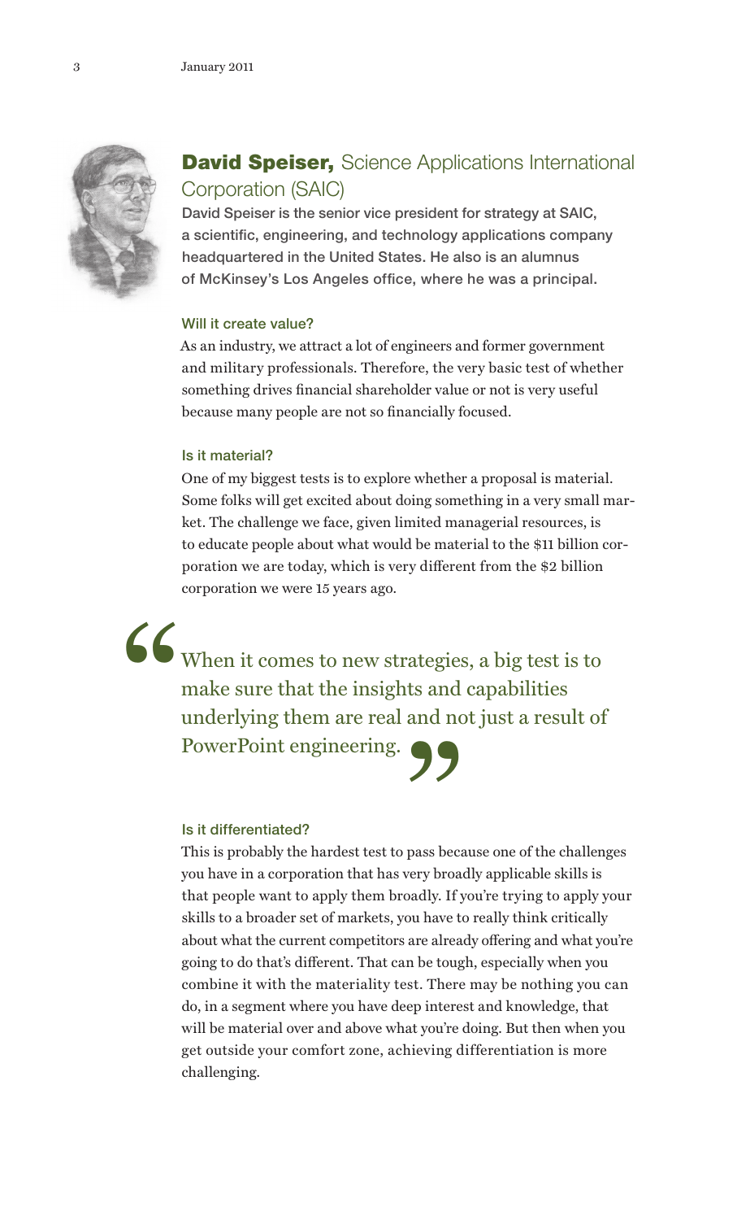## **David Speiser,** Science Applications International Corporation (SAIC)

**David Speiser is the senior vice president for strategy at SAIC, a scientific, engineering, and technology applications company headquartered in the United States. He also is an alumnus of McKinsey's Los Angeles office, where he was a principal.**

### Will it create value?

As an industry, we attract a lot of engineers and former government and military professionals. Therefore, the very basic test of whether something drives financial shareholder value or not is very useful because many people are not so financially focused.

### Is it material?

One of my biggest tests is to explore whether a proposal is material. Some folks will get excited about doing something in a very small market. The challenge we face, given limited managerial resources, is to educate people about what would be material to the $11 billion corporation we are today, which is very different from the $2 billion corporation we were 15 years ago.

> "When it comes to new strategies, a big test is to make sure that the insights and capabilities underlying them are real and not just a result of PowerPoint engineering."

### Is it differentiated?

This is probably the hardest test to pass because one of the challenges you have in a corporation that has very broadly applicable skills is that people want to apply them broadly. If you're trying to apply your skills to a broader set of markets, you have to really think critically about what the current competitors are already offering and what you're going to do that's different. That can be tough, especially when you combine it with the materiality test. There may be nothing you can do, in a segment where you have deep interest and knowledge, that will be material over and above what you're doing. But then when you get outside your comfort zone, achieving differentiation is more challenging.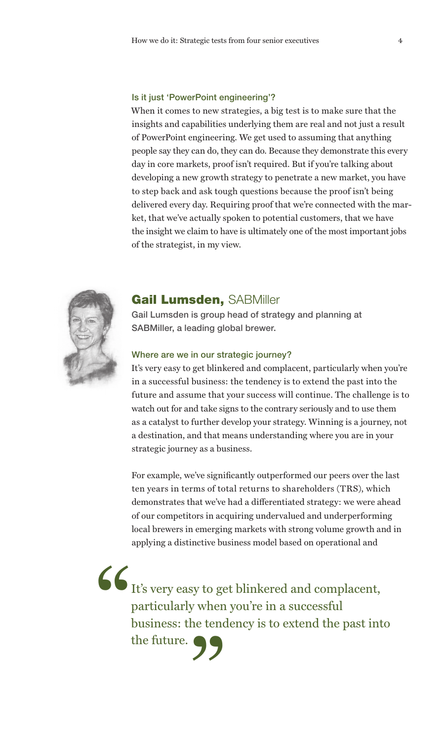### Is it just 'PowerPoint engineering'?

When it comes to new strategies, a big test is to make sure that the insights and capabilities underlying them are real and not just a result of PowerPoint engineering. We get used to assuming that anything people say they can do, they can do. Because they demonstrate this every day in core markets, proof isn't required. But if you're talking about developing a new growth strategy to penetrate a new market, you have to step back and ask tough questions because the proof isn't being delivered every day. Requiring proof that we're connected with the market, that we've actually spoken to potential customers, that we have the insight we claim to have is ultimately one of the most important jobs of the strategist, in my view.

## Gail Lumsden, SABMiller

**Gail Lumsden is group head of strategy and planning at SABMiller, a leading global brewer.**

### Where are we in our strategic journey?

It's very easy to get blinkered and complacent, particularly when you're in a successful business: the tendency is to extend the past into the future and assume that your success will continue. The challenge is to watch out for and take signs to the contrary seriously and to use them as a catalyst to further develop your strategy. Winning is a journey, not a destination, and that means understanding where you are in your strategic journey as a business.

For example, we've significantly outperformed our peers over the last ten years in terms of total returns to shareholders (TRS), which demonstrates that we've had a differentiated strategy: we were ahead of our competitors in acquiring undervalued and underperforming local brewers in emerging markets with strong volume growth and in applying a distinctive business model based on operational and

> "It's very easy to get blinkered and complacent, particularly when you're in a successful business: the tendency is to extend the past into the future."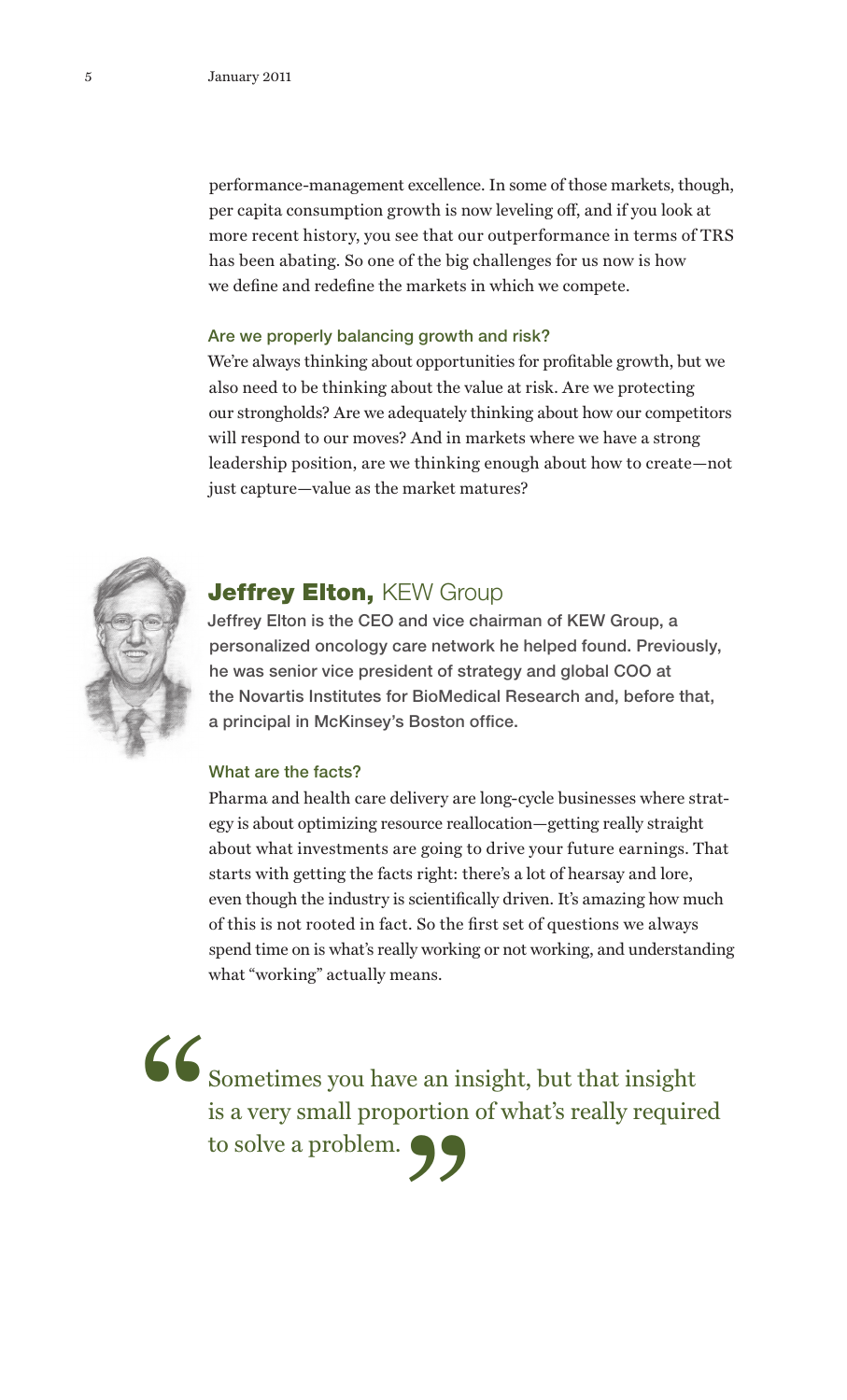performance-management excellence. In some of those markets, though, per capita consumption growth is now leveling off, and if you look at more recent history, you see that our outperformance in terms of TRS has been abating. So one of the big challenges for us now is how we define and redefine the markets in which we compete.

### Are we properly balancing growth and risk?

We're always thinking about opportunities for profitable growth, but we also need to be thinking about the value at risk. Are we protecting our strongholds? Are we adequately thinking about how our competitors will respond to our moves? And in markets where we have a strong leadership position, are we thinking enough about how to create—not just capture—value as the market matures?

## **Jeffrey Elton,** KEW Group

**Jeffrey Elton is the CEO and vice chairman of KEW Group, a personalized oncology care network he helped found. Previously, he was senior vice president of strategy and global COO at the Novartis Institutes for BioMedical Research and, before that, a principal in McKinsey's Boston office.**

### What are the facts?

Pharma and health care delivery are long-cycle businesses where strategy is about optimizing resource reallocation—getting really straight about what investments are going to drive your future earnings. That starts with getting the facts right: there's a lot of hearsay and lore, even though the industry is scientifically driven. It's amazing how much of this is not rooted in fact. So the first set of questions we always spend time on is what's really working or not working, and understanding what "working" actually means.

> "Sometimes you have an insight, but that insight is a very small proportion of what's really required to solve a problem."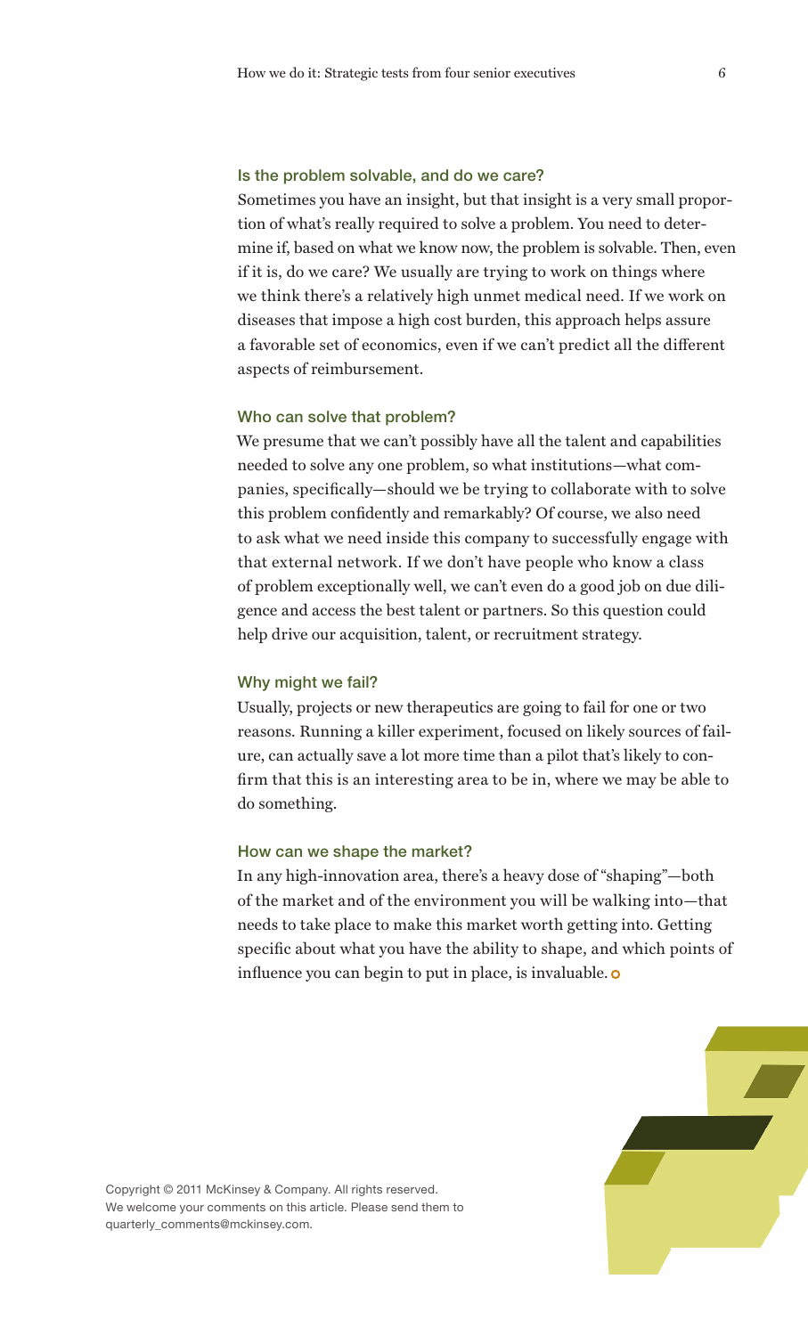### Is the problem solvable, and do we care?

Sometimes you have an insight, but that insight is a very small proportion of what's really required to solve a problem. You need to determine if, based on what we know now, the problem is solvable. Then, even if it is, do we care? We usually are trying to work on things where we think there's a relatively high unmet medical need. If we work on diseases that impose a high cost burden, this approach helps assure a favorable set of economics, even if we can't predict all the different aspects of reimbursement.

### Who can solve that problem?

We presume that we can't possibly have all the talent and capabilities needed to solve any one problem, so what institutions—what companies, specifically—should we be trying to collaborate with to solve this problem confidently and remarkably? Of course, we also need to ask what we need inside this company to successfully engage with that external network. If we don't have people who know a class of problem exceptionally well, we can't even do a good job on due diligence and access the best talent or partners. So this question could help drive our acquisition, talent, or recruitment strategy.

### Why might we fail?

Usually, projects or new therapeutics are going to fail for one or two reasons. Running a killer experiment, focused on likely sources of failure, can actually save a lot more time than a pilot that's likely to confirm that this is an interesting area to be in, where we may be able to do something.

### How can we shape the market?

In any high-innovation area, there's a heavy dose of "shaping"—both of the market and of the environment you will be walking into—that needs to take place to make this market worth getting into. Getting specific about what you have the ability to shape, and which points of influence you can begin to put in place, is invaluable.

Copyright © 2011 McKinsey & Company. All rights reserved.
We welcome your comments on this article. Please send them to quarterly_comments@mckinsey.com.